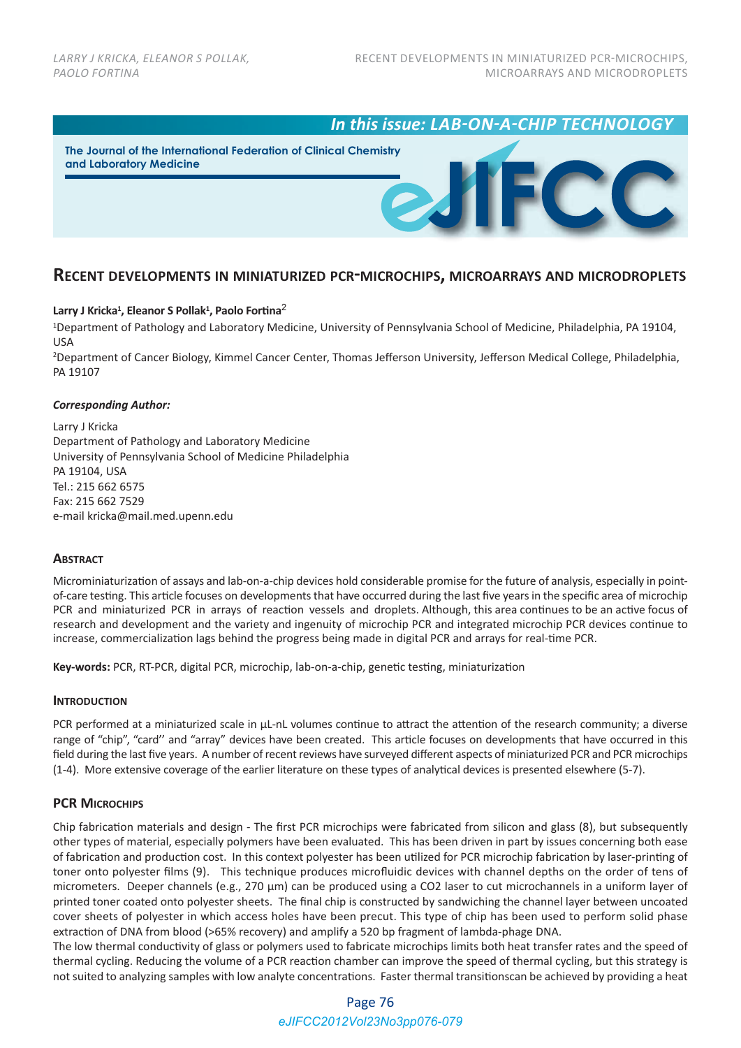In this issue: LAB-ON-A-CHIP TECHNOLOGY

The Journal of the International Federation of Clinical Chemistry and Laboratory Medicine

# Recent developments in miniaturized PCR-microchips, microarrays and microdroplets

**Larry J Kricka[1], Eleanor S Pollak[1], Paolo Fortina[2]**

[1]Department of Pathology and Laboratory Medicine, University of Pennsylvania School of Medicine, Philadelphia, PA 19104, USA

[2]Department of Cancer Biology, Kimmel Cancer Center, Thomas Jefferson University, Jefferson Medical College, Philadelphia, PA 19107

***Corresponding Author:***

Larry J Kricka
Department of Pathology and Laboratory Medicine
University of Pennsylvania School of Medicine Philadelphia
PA 19104, USA
Tel.: 215 662 6575
Fax: 215 662 7529
e-mail kricka@mail.med.upenn.edu

## Abstract

Microminiaturization of assays and lab-on-a-chip devices hold considerable promise for the future of analysis, especially in point-of-care testing. This article focuses on developments that have occurred during the last five years in the specific area of microchip PCR and miniaturized PCR in arrays of reaction vessels and droplets. Although, this area continues to be an active focus of research and development and the variety and ingenuity of microchip PCR and integrated microchip PCR devices continue to increase, commercialization lags behind the progress being made in digital PCR and arrays for real-time PCR.

**Key-words:** PCR, RT-PCR, digital PCR, microchip, lab-on-a-chip, genetic testing, miniaturization

## Introduction

PCR performed at a miniaturized scale in µL-nL volumes continue to attract the attention of the research community; a diverse range of "chip", "card'' and "array" devices have been created. This article focuses on developments that have occurred in this field during the last five years. A number of recent reviews have surveyed different aspects of miniaturized PCR and PCR microchips (1-4). More extensive coverage of the earlier literature on these types of analytical devices is presented elsewhere (5-7).

## PCR Microchips

Chip fabrication materials and design - The first PCR microchips were fabricated from silicon and glass (8), but subsequently other types of material, especially polymers have been evaluated. This has been driven in part by issues concerning both ease of fabrication and production cost. In this context polyester has been utilized for PCR microchip fabrication by laser-printing of toner onto polyester films (9). This technique produces microfluidic devices with channel depths on the order of tens of micrometers. Deeper channels (e.g., 270 µm) can be produced using a $CO_2$ laser to cut microchannels in a uniform layer of printed toner coated onto polyester sheets. The final chip is constructed by sandwiching the channel layer between uncoated cover sheets of polyester in which access holes have been precut. This type of chip has been used to perform solid phase extraction of DNA from blood (>65% recovery) and amplify a 520 bp fragment of lambda-phage DNA.

The low thermal conductivity of glass or polymers used to fabricate microchips limits both heat transfer rates and the speed of thermal cycling. Reducing the volume of a PCR reaction chamber can improve the speed of thermal cycling, but this strategy is not suited to analyzing samples with low analyte concentrations. Faster thermal transitionscan be achieved by providing a heat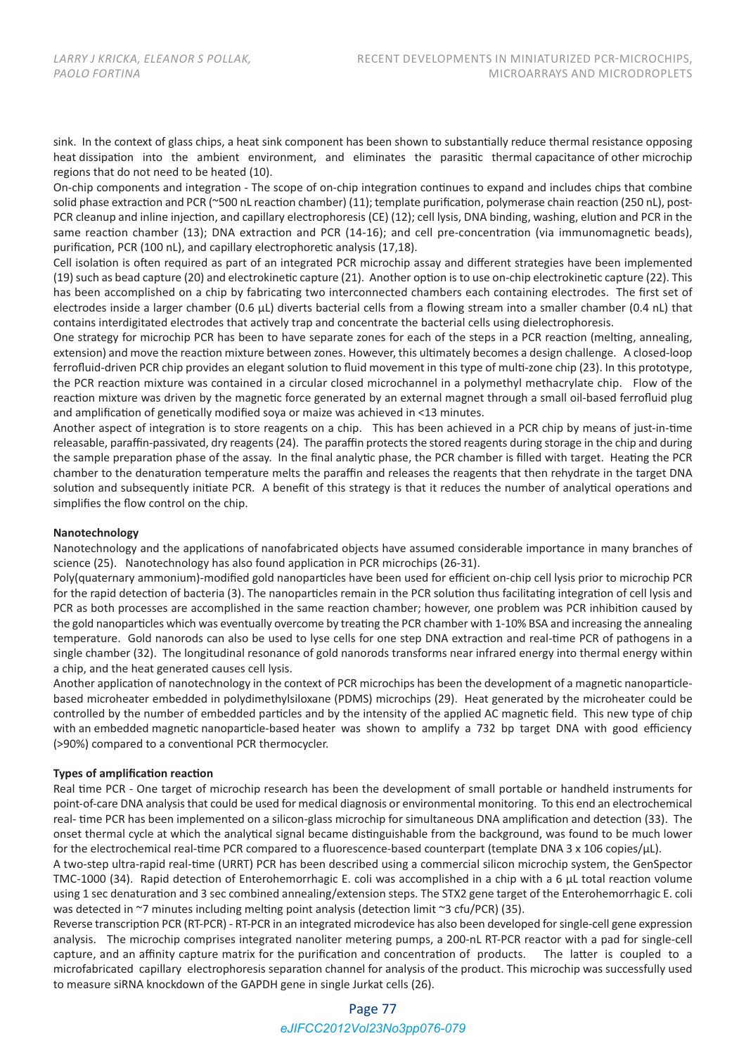sink. In the context of glass chips, a heat sink component has been shown to substantially reduce thermal resistance opposing heat dissipation into the ambient environment, and eliminates the parasitic thermal capacitance of other microchip regions that do not need to be heated (10).

On-chip components and integration - The scope of on-chip integration continues to expand and includes chips that combine solid phase extraction and PCR (~500 nL reaction chamber) (11); template purification, polymerase chain reaction (250 nL), post-PCR cleanup and inline injection, and capillary electrophoresis (CE) (12); cell lysis, DNA binding, washing, elution and PCR in the same reaction chamber (13); DNA extraction and PCR (14-16); and cell pre-concentration (via immunomagnetic beads), purification, PCR (100 nL), and capillary electrophoretic analysis (17,18).

Cell isolation is often required as part of an integrated PCR microchip assay and different strategies have been implemented (19) such as bead capture (20) and electrokinetic capture (21). Another option is to use on-chip electrokinetic capture (22). This has been accomplished on a chip by fabricating two interconnected chambers each containing electrodes. The first set of electrodes inside a larger chamber (0.6 µL) diverts bacterial cells from a flowing stream into a smaller chamber (0.4 nL) that contains interdigitated electrodes that actively trap and concentrate the bacterial cells using dielectrophoresis.

One strategy for microchip PCR has been to have separate zones for each of the steps in a PCR reaction (melting, annealing, extension) and move the reaction mixture between zones. However, this ultimately becomes a design challenge. A closed-loop ferrofluid-driven PCR chip provides an elegant solution to fluid movement in this type of multi-zone chip (23). In this prototype, the PCR reaction mixture was contained in a circular closed microchannel in a polymethyl methacrylate chip. Flow of the reaction mixture was driven by the magnetic force generated by an external magnet through a small oil-based ferrofluid plug and amplification of genetically modified soya or maize was achieved in <13 minutes.

Another aspect of integration is to store reagents on a chip. This has been achieved in a PCR chip by means of just-in-time releasable, paraffin-passivated, dry reagents (24). The paraffin protects the stored reagents during storage in the chip and during the sample preparation phase of the assay. In the final analytic phase, the PCR chamber is filled with target. Heating the PCR chamber to the denaturation temperature melts the paraffin and releases the reagents that then rehydrate in the target DNA solution and subsequently initiate PCR. A benefit of this strategy is that it reduces the number of analytical operations and simplifies the flow control on the chip.

**Nanotechnology**

Nanotechnology and the applications of nanofabricated objects have assumed considerable importance in many branches of science (25). Nanotechnology has also found application in PCR microchips (26-31).

Poly(quaternary ammonium)-modified gold nanoparticles have been used for efficient on-chip cell lysis prior to microchip PCR for the rapid detection of bacteria (3). The nanoparticles remain in the PCR solution thus facilitating integration of cell lysis and PCR as both processes are accomplished in the same reaction chamber; however, one problem was PCR inhibition caused by the gold nanoparticles which was eventually overcome by treating the PCR chamber with 1-10% BSA and increasing the annealing temperature. Gold nanorods can also be used to lyse cells for one step DNA extraction and real-time PCR of pathogens in a single chamber (32). The longitudinal resonance of gold nanorods transforms near infrared energy into thermal energy within a chip, and the heat generated causes cell lysis.

Another application of nanotechnology in the context of PCR microchips has been the development of a magnetic nanoparticle-based microheater embedded in polydimethylsiloxane (PDMS) microchips (29). Heat generated by the microheater could be controlled by the number of embedded particles and by the intensity of the applied AC magnetic field. This new type of chip with an embedded magnetic nanoparticle-based heater was shown to amplify a 732 bp target DNA with good efficiency (>90%) compared to a conventional PCR thermocycler.

**Types of amplification reaction**

Real time PCR - One target of microchip research has been the development of small portable or handheld instruments for point-of-care DNA analysis that could be used for medical diagnosis or environmental monitoring. To this end an electrochemical real- time PCR has been implemented on a silicon-glass microchip for simultaneous DNA amplification and detection (33). The onset thermal cycle at which the analytical signal became distinguishable from the background, was found to be much lower for the electrochemical real-time PCR compared to a fluorescence-based counterpart (template DNA $3 \times 10^6$ copies/µL).

A two-step ultra-rapid real-time (URRT) PCR has been described using a commercial silicon microchip system, the GenSpector TMC-1000 (34). Rapid detection of Enterohemorrhagic E. coli was accomplished in a chip with a 6 µL total reaction volume using 1 sec denaturation and 3 sec combined annealing/extension steps. The STX2 gene target of the Enterohemorrhagic E. coli was detected in ~7 minutes including melting point analysis (detection limit ~3 cfu/PCR) (35).

Reverse transcription PCR (RT-PCR) - RT-PCR in an integrated microdevice has also been developed for single-cell gene expression analysis. The microchip comprises integrated nanoliter metering pumps, a 200-nL RT-PCR reactor with a pad for single-cell capture, and an affinity capture matrix for the purification and concentration of products. The latter is coupled to a microfabricated capillary electrophoresis separation channel for analysis of the product. This microchip was successfully used to measure siRNA knockdown of the GAPDH gene in single Jurkat cells (26).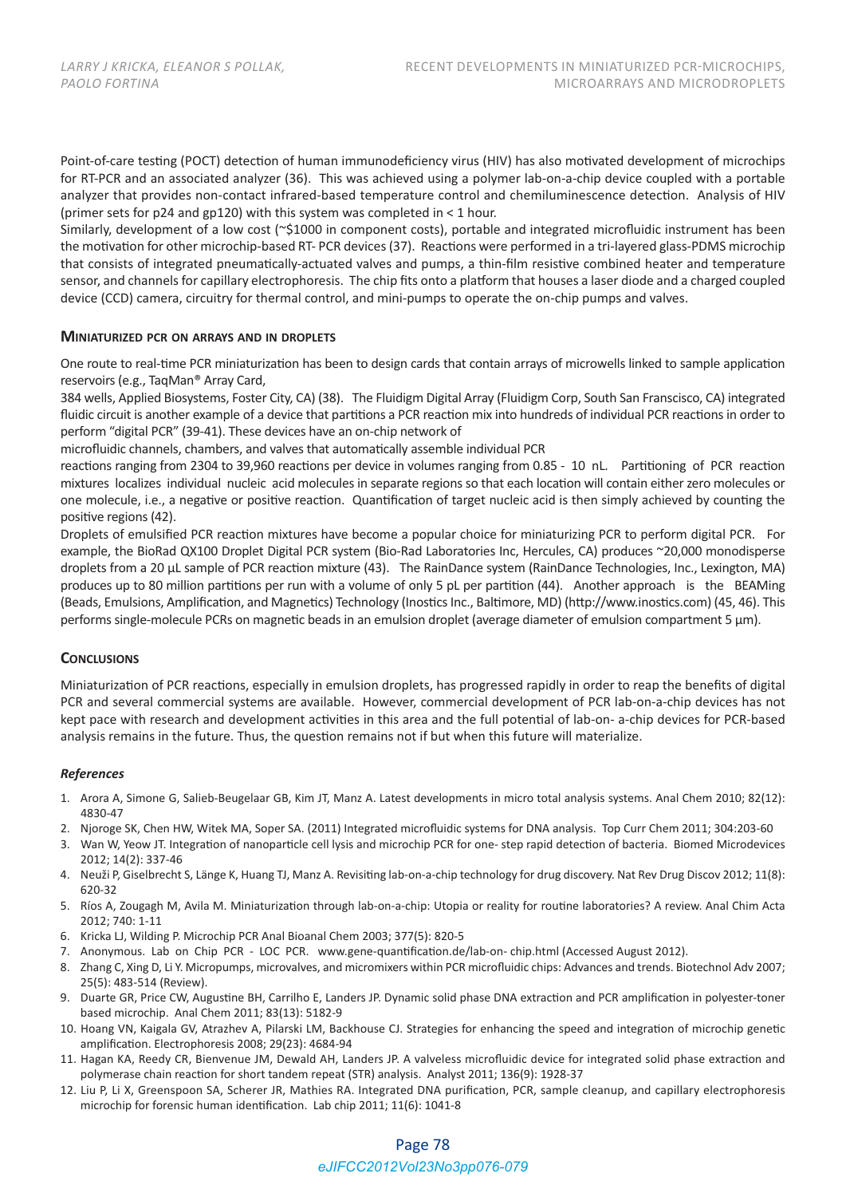Point-of-care testing (POCT) detection of human immunodeficiency virus (HIV) has also motivated development of microchips for RT-PCR and an associated analyzer (36). This was achieved using a polymer lab-on-a-chip device coupled with a portable analyzer that provides non-contact infrared-based temperature control and chemiluminescence detection. Analysis of HIV (primer sets for p24 and gp120) with this system was completed in < 1 hour.

Similarly, development of a low cost (~$1000 in component costs), portable and integrated microfluidic instrument has been the motivation for other microchip-based RT- PCR devices (37). Reactions were performed in a tri-layered glass-PDMS microchip that consists of integrated pneumatically-actuated valves and pumps, a thin-film resistive combined heater and temperature sensor, and channels for capillary electrophoresis. The chip fits onto a platform that houses a laser diode and a charged coupled device (CCD) camera, circuitry for thermal control, and mini-pumps to operate the on-chip pumps and valves.

## Miniaturized PCR on arrays and in droplets

One route to real-time PCR miniaturization has been to design cards that contain arrays of microwells linked to sample application reservoirs (e.g., TaqMan® Array Card,
384 wells, Applied Biosystems, Foster City, CA) (38). The Fluidigm Digital Array (Fluidigm Corp, South San Franscisco, CA) integrated fluidic circuit is another example of a device that partitions a PCR reaction mix into hundreds of individual PCR reactions in order to perform "digital PCR" (39-41). These devices have an on-chip network of
microfluidic channels, chambers, and valves that automatically assemble individual PCR
reactions ranging from 2304 to 39,960 reactions per device in volumes ranging from 0.85 - 10 nL. Partitioning of PCR reaction mixtures localizes individual nucleic acid molecules in separate regions so that each location will contain either zero molecules or one molecule, i.e., a negative or positive reaction. Quantification of target nucleic acid is then simply achieved by counting the positive regions (42).

Droplets of emulsified PCR reaction mixtures have become a popular choice for miniaturizing PCR to perform digital PCR. For example, the BioRad QX100 Droplet Digital PCR system (Bio-Rad Laboratories Inc, Hercules, CA) produces ~20,000 monodisperse droplets from a 20 µL sample of PCR reaction mixture (43). The RainDance system (RainDance Technologies, Inc., Lexington, MA) produces up to 80 million partitions per run with a volume of only 5 pL per partition (44). Another approach is the BEAMing (Beads, Emulsions, Amplification, and Magnetics) Technology (Inostics Inc., Baltimore, MD) (http://www.inostics.com) (45, 46). This performs single-molecule PCRs on magnetic beads in an emulsion droplet (average diameter of emulsion compartment 5 µm).

## Conclusions

Miniaturization of PCR reactions, especially in emulsion droplets, has progressed rapidly in order to reap the benefits of digital PCR and several commercial systems are available. However, commercial development of PCR lab-on-a-chip devices has not kept pace with research and development activities in this area and the full potential of lab-on- a-chip devices for PCR-based analysis remains in the future. Thus, the question remains not if but when this future will materialize.

### *References*

1. Arora A, Simone G, Salieb-Beugelaar GB, Kim JT, Manz A. Latest developments in micro total analysis systems. Anal Chem 2010; 82(12): 4830-47
2. Njoroge SK, Chen HW, Witek MA, Soper SA. (2011) Integrated microfluidic systems for DNA analysis. Top Curr Chem 2011; 304:203-60
3. Wan W, Yeow JT. Integration of nanoparticle cell lysis and microchip PCR for one- step rapid detection of bacteria. Biomed Microdevices 2012; 14(2): 337-46
4. Neuži P, Giselbrecht S, Länge K, Huang TJ, Manz A. Revisiting lab-on-a-chip technology for drug discovery. Nat Rev Drug Discov 2012; 11(8): 620-32
5. Ríos A, Zougagh M, Avila M. Miniaturization through lab-on-a-chip: Utopia or reality for routine laboratories? A review. Anal Chim Acta 2012; 740: 1-11
6. Kricka LJ, Wilding P. Microchip PCR Anal Bioanal Chem 2003; 377(5): 820-5
7. Anonymous. Lab on Chip PCR - LOC PCR. www.gene-quantification.de/lab-on- chip.html (Accessed August 2012).
8. Zhang C, Xing D, Li Y. Micropumps, microvalves, and micromixers within PCR microfluidic chips: Advances and trends. Biotechnol Adv 2007; 25(5): 483-514 (Review).
9. Duarte GR, Price CW, Augustine BH, Carrilho E, Landers JP. Dynamic solid phase DNA extraction and PCR amplification in polyester-toner based microchip. Anal Chem 2011; 83(13): 5182-9
10. Hoang VN, Kaigala GV, Atrazhev A, Pilarski LM, Backhouse CJ. Strategies for enhancing the speed and integration of microchip genetic amplification. Electrophoresis 2008; 29(23): 4684-94
11. Hagan KA, Reedy CR, Bienvenue JM, Dewald AH, Landers JP. A valveless microfluidic device for integrated solid phase extraction and polymerase chain reaction for short tandem repeat (STR) analysis. Analyst 2011; 136(9): 1928-37
12. Liu P, Li X, Greenspoon SA, Scherer JR, Mathies RA. Integrated DNA purification, PCR, sample cleanup, and capillary electrophoresis microchip for forensic human identification. Lab chip 2011; 11(6): 1041-8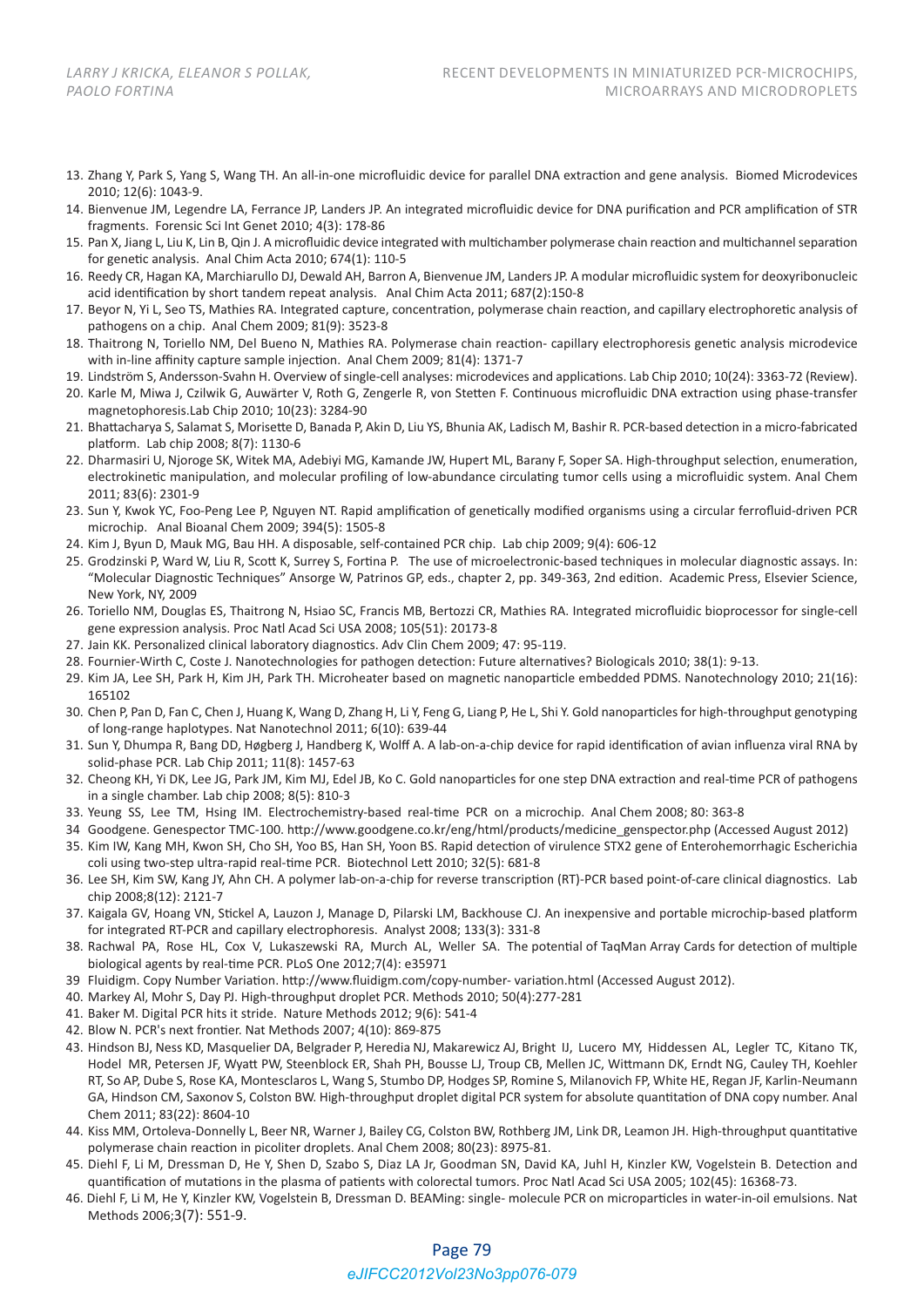13. Zhang Y, Park S, Yang S, Wang TH. An all-in-one microfluidic device for parallel DNA extraction and gene analysis. Biomed Microdevices 2010; 12(6): 1043-9.
14. Bienvenue JM, Legendre LA, Ferrance JP, Landers JP. An integrated microfluidic device for DNA purification and PCR amplification of STR fragments. Forensic Sci Int Genet 2010; 4(3): 178-86
15. Pan X, Jiang L, Liu K, Lin B, Qin J. A microfluidic device integrated with multichamber polymerase chain reaction and multichannel separation for genetic analysis. Anal Chim Acta 2010; 674(1): 110-5
16. Reedy CR, Hagan KA, Marchiarullo DJ, Dewald AH, Barron A, Bienvenue JM, Landers JP. A modular microfluidic system for deoxyribonucleic acid identification by short tandem repeat analysis. Anal Chim Acta 2011; 687(2):150-8
17. Beyor N, Yi L, Seo TS, Mathies RA. Integrated capture, concentration, polymerase chain reaction, and capillary electrophoretic analysis of pathogens on a chip. Anal Chem 2009; 81(9): 3523-8
18. Thaitrong N, Toriello NM, Del Bueno N, Mathies RA. Polymerase chain reaction- capillary electrophoresis genetic analysis microdevice with in-line affinity capture sample injection. Anal Chem 2009; 81(4): 1371-7
19. Lindström S, Andersson-Svahn H. Overview of single-cell analyses: microdevices and applications. Lab Chip 2010; 10(24): 3363-72 (Review).
20. Karle M, Miwa J, Czilwik G, Auwärter V, Roth G, Zengerle R, von Stetten F. Continuous microfluidic DNA extraction using phase-transfer magnetophoresis.Lab Chip 2010; 10(23): 3284-90
21. Bhattacharya S, Salamat S, Morisette D, Banada P, Akin D, Liu YS, Bhunia AK, Ladisch M, Bashir R. PCR-based detection in a micro-fabricated platform. Lab chip 2008; 8(7): 1130-6
22. Dharmasiri U, Njoroge SK, Witek MA, Adebiyi MG, Kamande JW, Hupert ML, Barany F, Soper SA. High-throughput selection, enumeration, electrokinetic manipulation, and molecular profiling of low-abundance circulating tumor cells using a microfluidic system. Anal Chem 2011; 83(6): 2301-9
23. Sun Y, Kwok YC, Foo-Peng Lee P, Nguyen NT. Rapid amplification of genetically modified organisms using a circular ferrofluid-driven PCR microchip. Anal Bioanal Chem 2009; 394(5): 1505-8
24. Kim J, Byun D, Mauk MG, Bau HH. A disposable, self-contained PCR chip. Lab chip 2009; 9(4): 606-12
25. Grodzinski P, Ward W, Liu R, Scott K, Surrey S, Fortina P. The use of microelectronic-based techniques in molecular diagnostic assays. In: "Molecular Diagnostic Techniques" Ansorge W, Patrinos GP, eds., chapter 2, pp. 349-363, 2nd edition. Academic Press, Elsevier Science, New York, NY, 2009
26. Toriello NM, Douglas ES, Thaitrong N, Hsiao SC, Francis MB, Bertozzi CR, Mathies RA. Integrated microfluidic bioprocessor for single-cell gene expression analysis. Proc Natl Acad Sci USA 2008; 105(51): 20173-8
27. Jain KK. Personalized clinical laboratory diagnostics. Adv Clin Chem 2009; 47: 95-119.
28. Fournier-Wirth C, Coste J. Nanotechnologies for pathogen detection: Future alternatives? Biologicals 2010; 38(1): 9-13.
29. Kim JA, Lee SH, Park H, Kim JH, Park TH. Microheater based on magnetic nanoparticle embedded PDMS. Nanotechnology 2010; 21(16): 165102
30. Chen P, Pan D, Fan C, Chen J, Huang K, Wang D, Zhang H, Li Y, Feng G, Liang P, He L, Shi Y. Gold nanoparticles for high-throughput genotyping of long-range haplotypes. Nat Nanotechnol 2011; 6(10): 639-44
31. Sun Y, Dhumpa R, Bang DD, Høgberg J, Handberg K, Wolff A. A lab-on-a-chip device for rapid identification of avian influenza viral RNA by solid-phase PCR. Lab Chip 2011; 11(8): 1457-63
32. Cheong KH, Yi DK, Lee JG, Park JM, Kim MJ, Edel JB, Ko C. Gold nanoparticles for one step DNA extraction and real-time PCR of pathogens in a single chamber. Lab chip 2008; 8(5): 810-3
33. Yeung SS, Lee TM, Hsing IM. Electrochemistry-based real-time PCR on a microchip. Anal Chem 2008; 80: 363-8
34. Goodgene. Genespector TMC-100. http://www.goodgene.co.kr/eng/html/products/medicine_genspector.php (Accessed August 2012)
35. Kim IW, Kang MH, Kwon SH, Cho SH, Yoo BS, Han SH, Yoon BS. Rapid detection of virulence STX2 gene of Enterohemorrhagic Escherichia coli using two-step ultra-rapid real-time PCR. Biotechnol Lett 2010; 32(5): 681-8
36. Lee SH, Kim SW, Kang JY, Ahn CH. A polymer lab-on-a-chip for reverse transcription (RT)-PCR based point-of-care clinical diagnostics. Lab chip 2008;8(12): 2121-7
37. Kaigala GV, Hoang VN, Stickel A, Lauzon J, Manage D, Pilarski LM, Backhouse CJ. An inexpensive and portable microchip-based platform for integrated RT-PCR and capillary electrophoresis. Analyst 2008; 133(3): 331-8
38. Rachwal PA, Rose HL, Cox V, Lukaszewski RA, Murch AL, Weller SA. The potential of TaqMan Array Cards for detection of multiple biological agents by real-time PCR. PLoS One 2012;7(4): e35971
39. Fluidigm. Copy Number Variation. http://www.fluidigm.com/copy-number- variation.html (Accessed August 2012).
40. Markey Al, Mohr S, Day PJ. High-throughput droplet PCR. Methods 2010; 50(4):277-281
41. Baker M. Digital PCR hits it stride. Nature Methods 2012; 9(6): 541-4
42. Blow N. PCR's next frontier. Nat Methods 2007; 4(10): 869-875
43. Hindson BJ, Ness KD, Masquelier DA, Belgrader P, Heredia NJ, Makarewicz AJ, Bright IJ, Lucero MY, Hiddessen AL, Legler TC, Kitano TK, Hodel MR, Petersen JF, Wyatt PW, Steenblock ER, Shah PH, Bousse LJ, Troup CB, Mellen JC, Wittmann DK, Erndt NG, Cauley TH, Koehler RT, So AP, Dube S, Rose KA, Montesclaros L, Wang S, Stumbo DP, Hodges SP, Romine S, Milanovich FP, White HE, Regan JF, Karlin-Neumann GA, Hindson CM, Saxonov S, Colston BW. High-throughput droplet digital PCR system for absolute quantitation of DNA copy number. Anal Chem 2011; 83(22): 8604-10
44. Kiss MM, Ortoleva-Donnelly L, Beer NR, Warner J, Bailey CG, Colston BW, Rothberg JM, Link DR, Leamon JH. High-throughput quantitative polymerase chain reaction in picoliter droplets. Anal Chem 2008; 80(23): 8975-81.
45. Diehl F, Li M, Dressman D, He Y, Shen D, Szabo S, Diaz LA Jr, Goodman SN, David KA, Juhl H, Kinzler KW, Vogelstein B. Detection and quantification of mutations in the plasma of patients with colorectal tumors. Proc Natl Acad Sci USA 2005; 102(45): 16368-73.
46. Diehl F, Li M, He Y, Kinzler KW, Vogelstein B, Dressman D. BEAMing: single- molecule PCR on microparticles in water-in-oil emulsions. Nat Methods 2006;3(7): 551-9.